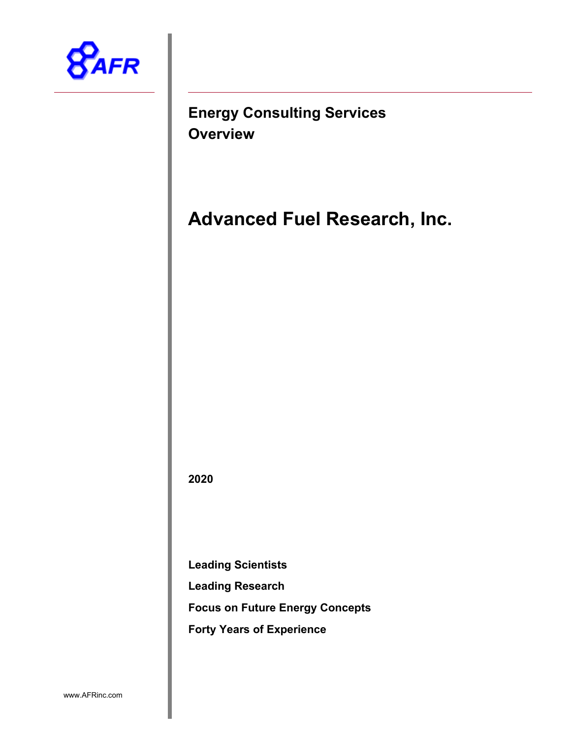AFR

## Energy Consulting Services
## Overview

# Advanced Fuel Research, Inc.

**2020**

**Leading Scientists**

**Leading Research**

**Focus on Future Energy Concepts**

**Forty Years of Experience**

www.AFRinc.com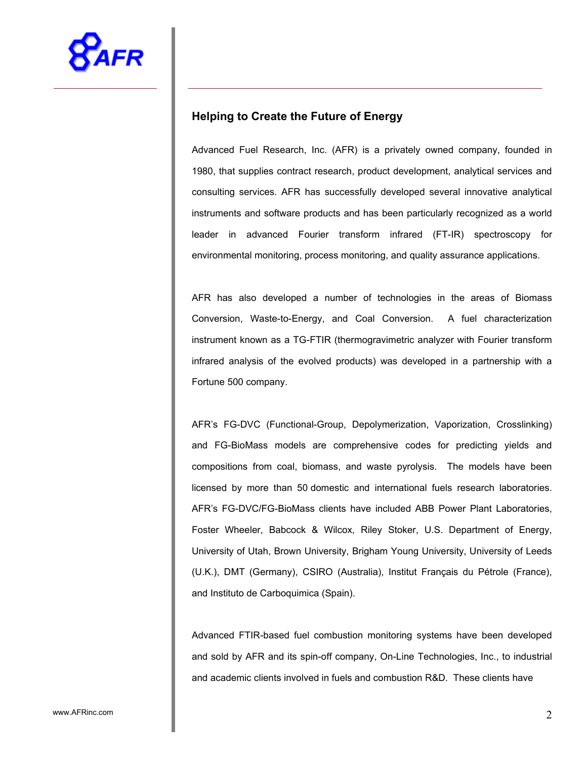## Helping to Create the Future of Energy

Advanced Fuel Research, Inc. (AFR) is a privately owned company, founded in 1980, that supplies contract research, product development, analytical services and consulting services. AFR has successfully developed several innovative analytical instruments and software products and has been particularly recognized as a world leader in advanced Fourier transform infrared (FT-IR) spectroscopy for environmental monitoring, process monitoring, and quality assurance applications.

AFR has also developed a number of technologies in the areas of Biomass Conversion, Waste-to-Energy, and Coal Conversion. A fuel characterization instrument known as a TG-FTIR (thermogravimetric analyzer with Fourier transform infrared analysis of the evolved products) was developed in a partnership with a Fortune 500 company.

AFR's FG-DVC (Functional-Group, Depolymerization, Vaporization, Crosslinking) and FG-BioMass models are comprehensive codes for predicting yields and compositions from coal, biomass, and waste pyrolysis. The models have been licensed by more than 50 domestic and international fuels research laboratories. AFR's FG-DVC/FG-BioMass clients have included ABB Power Plant Laboratories, Foster Wheeler, Babcock & Wilcox, Riley Stoker, U.S. Department of Energy, University of Utah, Brown University, Brigham Young University, University of Leeds (U.K.), DMT (Germany), CSIRO (Australia), Institut Français du Pétrole (France), and Instituto de Carboquimica (Spain).

Advanced FTIR-based fuel combustion monitoring systems have been developed and sold by AFR and its spin-off company, On-Line Technologies, Inc., to industrial and academic clients involved in fuels and combustion R&D. These clients have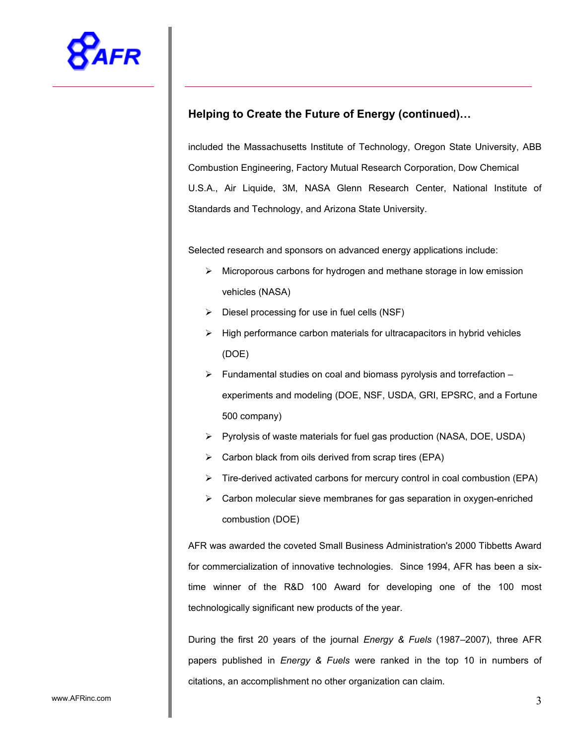## Helping to Create the Future of Energy (continued)…

included the Massachusetts Institute of Technology, Oregon State University, ABB Combustion Engineering, Factory Mutual Research Corporation, Dow Chemical U.S.A., Air Liquide, 3M, NASA Glenn Research Center, National Institute of Standards and Technology, and Arizona State University.

Selected research and sponsors on advanced energy applications include:

- Microporous carbons for hydrogen and methane storage in low emission vehicles (NASA)
- Diesel processing for use in fuel cells (NSF)
- High performance carbon materials for ultracapacitors in hybrid vehicles (DOE)
- Fundamental studies on coal and biomass pyrolysis and torrefaction – experiments and modeling (DOE, NSF, USDA, GRI, EPSRC, and a Fortune 500 company)
- Pyrolysis of waste materials for fuel gas production (NASA, DOE, USDA)
- Carbon black from oils derived from scrap tires (EPA)
- Tire-derived activated carbons for mercury control in coal combustion (EPA)
- Carbon molecular sieve membranes for gas separation in oxygen-enriched combustion (DOE)

AFR was awarded the coveted Small Business Administration's 2000 Tibbetts Award for commercialization of innovative technologies. Since 1994, AFR has been a six-time winner of the R&D 100 Award for developing one of the 100 most technologically significant new products of the year.

During the first 20 years of the journal *Energy & Fuels* (1987–2007), three AFR papers published in *Energy & Fuels* were ranked in the top 10 in numbers of citations, an accomplishment no other organization can claim.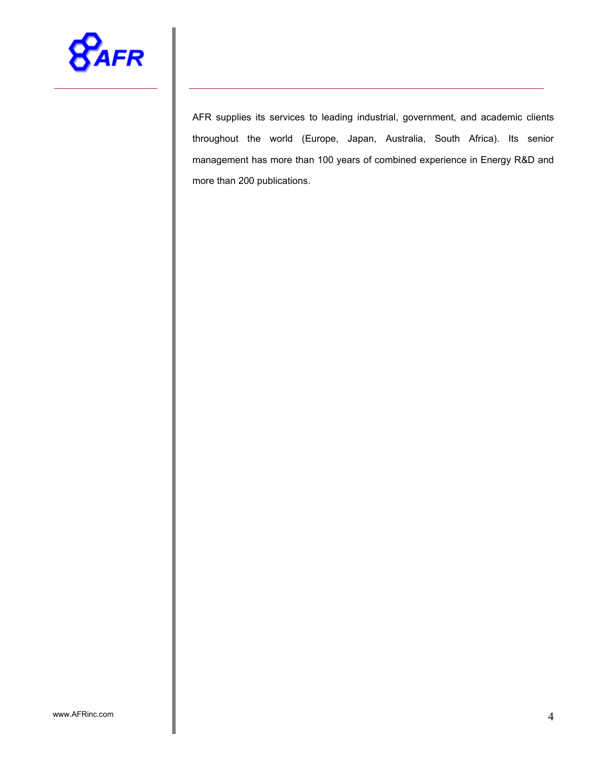AFR supplies its services to leading industrial, government, and academic clients throughout the world (Europe, Japan, Australia, South Africa). Its senior management has more than 100 years of combined experience in Energy R&D and more than 200 publications.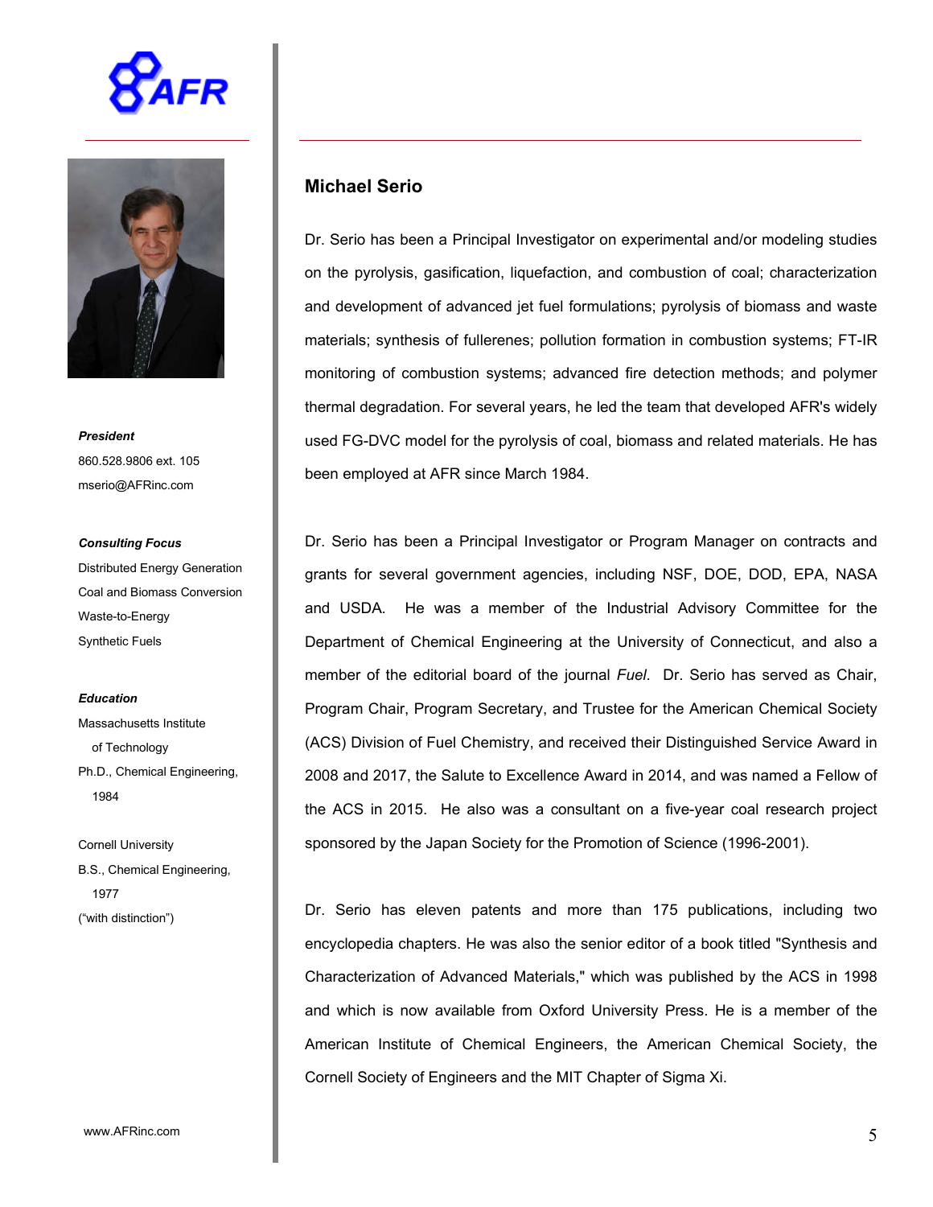## Michael Serio

***President***

860.528.9806 ext. 105

mserio@AFRinc.com

***Consulting Focus***

Distributed Energy Generation

Coal and Biomass Conversion

Waste-to-Energy

Synthetic Fuels

***Education***

Massachusetts Institute of Technology

Ph.D., Chemical Engineering, 1984

Cornell University

B.S., Chemical Engineering, 1977

("with distinction")

Dr. Serio has been a Principal Investigator on experimental and/or modeling studies on the pyrolysis, gasification, liquefaction, and combustion of coal; characterization and development of advanced jet fuel formulations; pyrolysis of biomass and waste materials; synthesis of fullerenes; pollution formation in combustion systems; FT-IR monitoring of combustion systems; advanced fire detection methods; and polymer thermal degradation. For several years, he led the team that developed AFR's widely used FG-DVC model for the pyrolysis of coal, biomass and related materials. He has been employed at AFR since March 1984.

Dr. Serio has been a Principal Investigator or Program Manager on contracts and grants for several government agencies, including NSF, DOE, DOD, EPA, NASA and USDA. He was a member of the Industrial Advisory Committee for the Department of Chemical Engineering at the University of Connecticut, and also a member of the editorial board of the journal *Fuel*. Dr. Serio has served as Chair, Program Chair, Program Secretary, and Trustee for the American Chemical Society (ACS) Division of Fuel Chemistry, and received their Distinguished Service Award in 2008 and 2017, the Salute to Excellence Award in 2014, and was named a Fellow of the ACS in 2015. He also was a consultant on a five-year coal research project sponsored by the Japan Society for the Promotion of Science (1996-2001).

Dr. Serio has eleven patents and more than 175 publications, including two encyclopedia chapters. He was also the senior editor of a book titled "Synthesis and Characterization of Advanced Materials," which was published by the ACS in 1998 and which is now available from Oxford University Press. He is a member of the American Institute of Chemical Engineers, the American Chemical Society, the Cornell Society of Engineers and the MIT Chapter of Sigma Xi.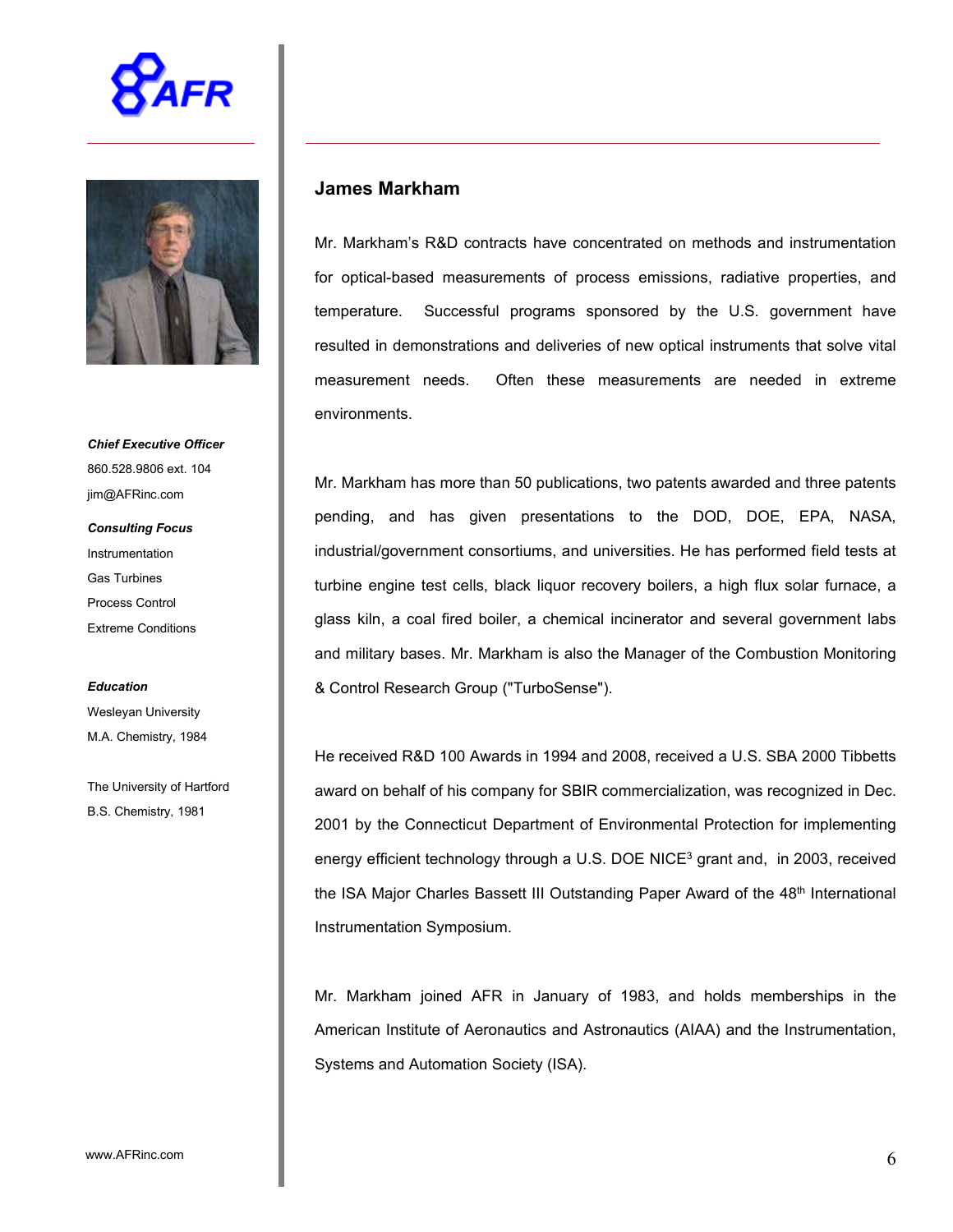## James Markham

Mr. Markham's R&D contracts have concentrated on methods and instrumentation for optical-based measurements of process emissions, radiative properties, and temperature. Successful programs sponsored by the U.S. government have resulted in demonstrations and deliveries of new optical instruments that solve vital measurement needs. Often these measurements are needed in extreme environments.

Mr. Markham has more than 50 publications, two patents awarded and three patents pending, and has given presentations to the DOD, DOE, EPA, NASA, industrial/government consortiums, and universities. He has performed field tests at turbine engine test cells, black liquor recovery boilers, a high flux solar furnace, a glass kiln, a coal fired boiler, a chemical incinerator and several government labs and military bases. Mr. Markham is also the Manager of the Combustion Monitoring & Control Research Group ("TurboSense").

He received R&D 100 Awards in 1994 and 2008, received a U.S. SBA 2000 Tibbetts award on behalf of his company for SBIR commercialization, was recognized in Dec. 2001 by the Connecticut Department of Environmental Protection for implementing energy efficient technology through a U.S. DOE NICE$^3$ grant and, in 2003, received the ISA Major Charles Bassett III Outstanding Paper Award of the 48$^{th}$ International Instrumentation Symposium.

Mr. Markham joined AFR in January of 1983, and holds memberships in the American Institute of Aeronautics and Astronautics (AIAA) and the Instrumentation, Systems and Automation Society (ISA).

***Chief Executive Officer***

860.528.9806 ext. 104

jim@AFRinc.com

***Consulting Focus***

Instrumentation

Gas Turbines

Process Control

Extreme Conditions

***Education***

Wesleyan University

M.A. Chemistry, 1984

The University of Hartford

B.S. Chemistry, 1981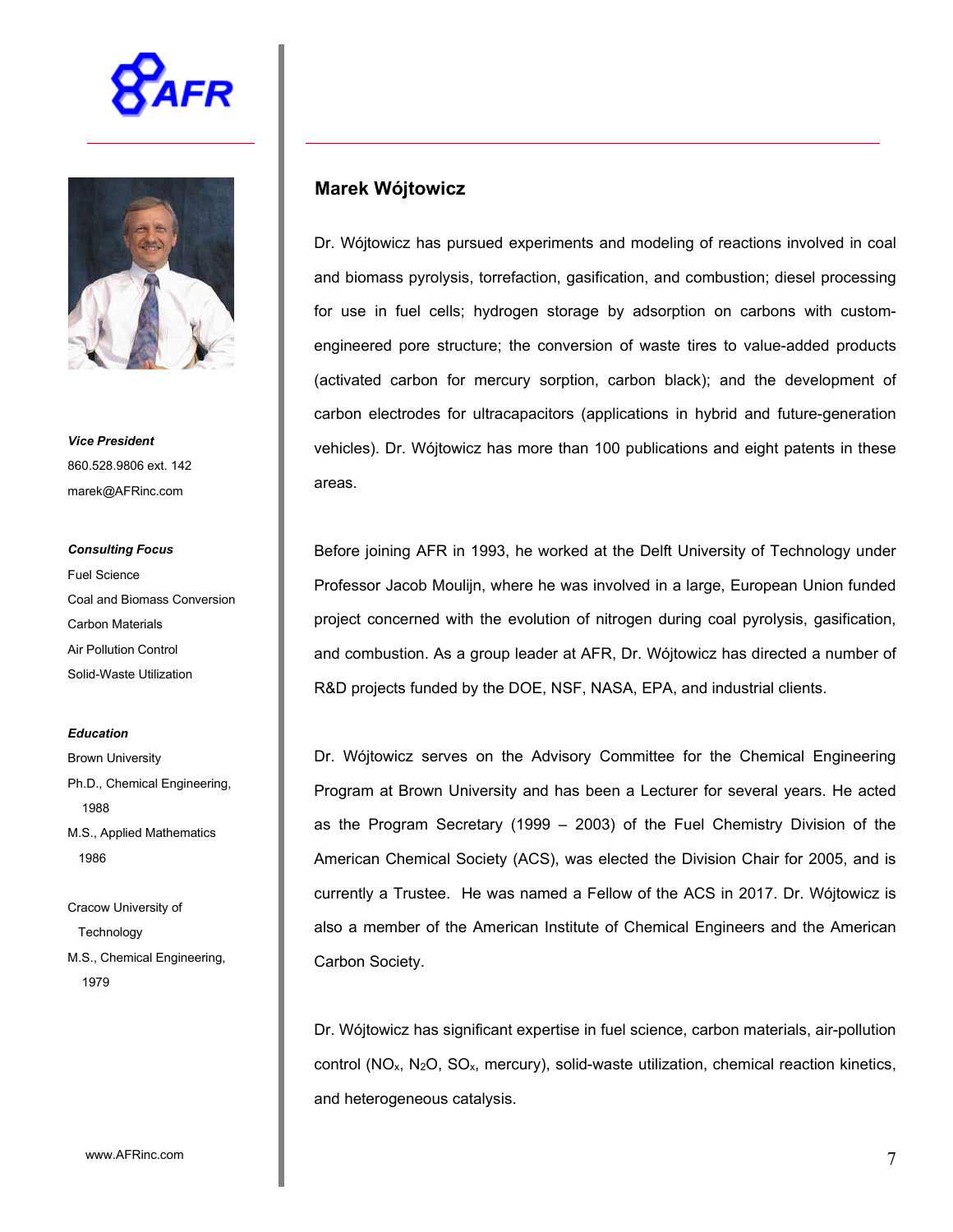AFR

*Vice President*

860.528.9806 ext. 142

marek@AFRinc.com

***Consulting Focus***

Fuel Science

Coal and Biomass Conversion

Carbon Materials

Air Pollution Control

Solid-Waste Utilization

***Education***

Brown University

Ph.D., Chemical Engineering, 1988

M.S., Applied Mathematics 1986

Cracow University of Technology

M.S., Chemical Engineering, 1979

www.AFRinc.com

## Marek Wójtowicz

Dr. Wójtowicz has pursued experiments and modeling of reactions involved in coal and biomass pyrolysis, torrefaction, gasification, and combustion; diesel processing for use in fuel cells; hydrogen storage by adsorption on carbons with custom-engineered pore structure; the conversion of waste tires to value-added products (activated carbon for mercury sorption, carbon black); and the development of carbon electrodes for ultracapacitors (applications in hybrid and future-generation vehicles). Dr. Wójtowicz has more than 100 publications and eight patents in these areas.

Before joining AFR in 1993, he worked at the Delft University of Technology under Professor Jacob Moulijn, where he was involved in a large, European Union funded project concerned with the evolution of nitrogen during coal pyrolysis, gasification, and combustion. As a group leader at AFR, Dr. Wójtowicz has directed a number of R&D projects funded by the DOE, NSF, NASA, EPA, and industrial clients.

Dr. Wójtowicz serves on the Advisory Committee for the Chemical Engineering Program at Brown University and has been a Lecturer for several years. He acted as the Program Secretary (1999 – 2003) of the Fuel Chemistry Division of the American Chemical Society (ACS), was elected the Division Chair for 2005, and is currently a Trustee. He was named a Fellow of the ACS in 2017. Dr. Wójtowicz is also a member of the American Institute of Chemical Engineers and the American Carbon Society.

Dr. Wójtowicz has significant expertise in fuel science, carbon materials, air-pollution control ($NO_x$, $N_2O$, $SO_x$, mercury), solid-waste utilization, chemical reaction kinetics, and heterogeneous catalysis.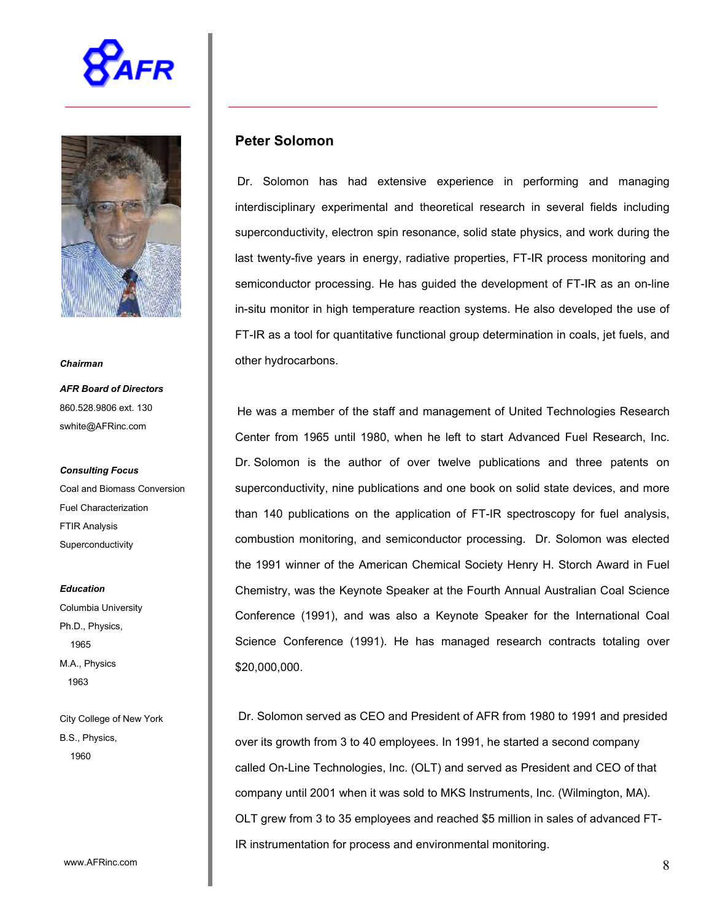## Peter Solomon

Dr. Solomon has had extensive experience in performing and managing interdisciplinary experimental and theoretical research in several fields including superconductivity, electron spin resonance, solid state physics, and work during the last twenty-five years in energy, radiative properties, FT-IR process monitoring and semiconductor processing. He has guided the development of FT-IR as an on-line in-situ monitor in high temperature reaction systems. He also developed the use of FT-IR as a tool for quantitative functional group determination in coals, jet fuels, and other hydrocarbons.

He was a member of the staff and management of United Technologies Research Center from 1965 until 1980, when he left to start Advanced Fuel Research, Inc. Dr. Solomon is the author of over twelve publications and three patents on superconductivity, nine publications and one book on solid state devices, and more than 140 publications on the application of FT-IR spectroscopy for fuel analysis, combustion monitoring, and semiconductor processing. Dr. Solomon was elected the 1991 winner of the American Chemical Society Henry H. Storch Award in Fuel Chemistry, was the Keynote Speaker at the Fourth Annual Australian Coal Science Conference (1991), and was also a Keynote Speaker for the International Coal Science Conference (1991). He has managed research contracts totaling over $20,000,000.

Dr. Solomon served as CEO and President of AFR from 1980 to 1991 and presided over its growth from 3 to 40 employees. In 1991, he started a second company called On-Line Technologies, Inc. (OLT) and served as President and CEO of that company until 2001 when it was sold to MKS Instruments, Inc. (Wilmington, MA). OLT grew from 3 to 35 employees and reached $5 million in sales of advanced FT-IR instrumentation for process and environmental monitoring.

***Chairman***

***AFR Board of Directors***

860.528.9806 ext. 130

swhite@AFRinc.com

***Consulting Focus***

Coal and Biomass Conversion

Fuel Characterization

FTIR Analysis

Superconductivity

***Education***

Columbia University

Ph.D., Physics, 1965

M.A., Physics 1963

City College of New York

B.S., Physics, 1960

www.AFRinc.com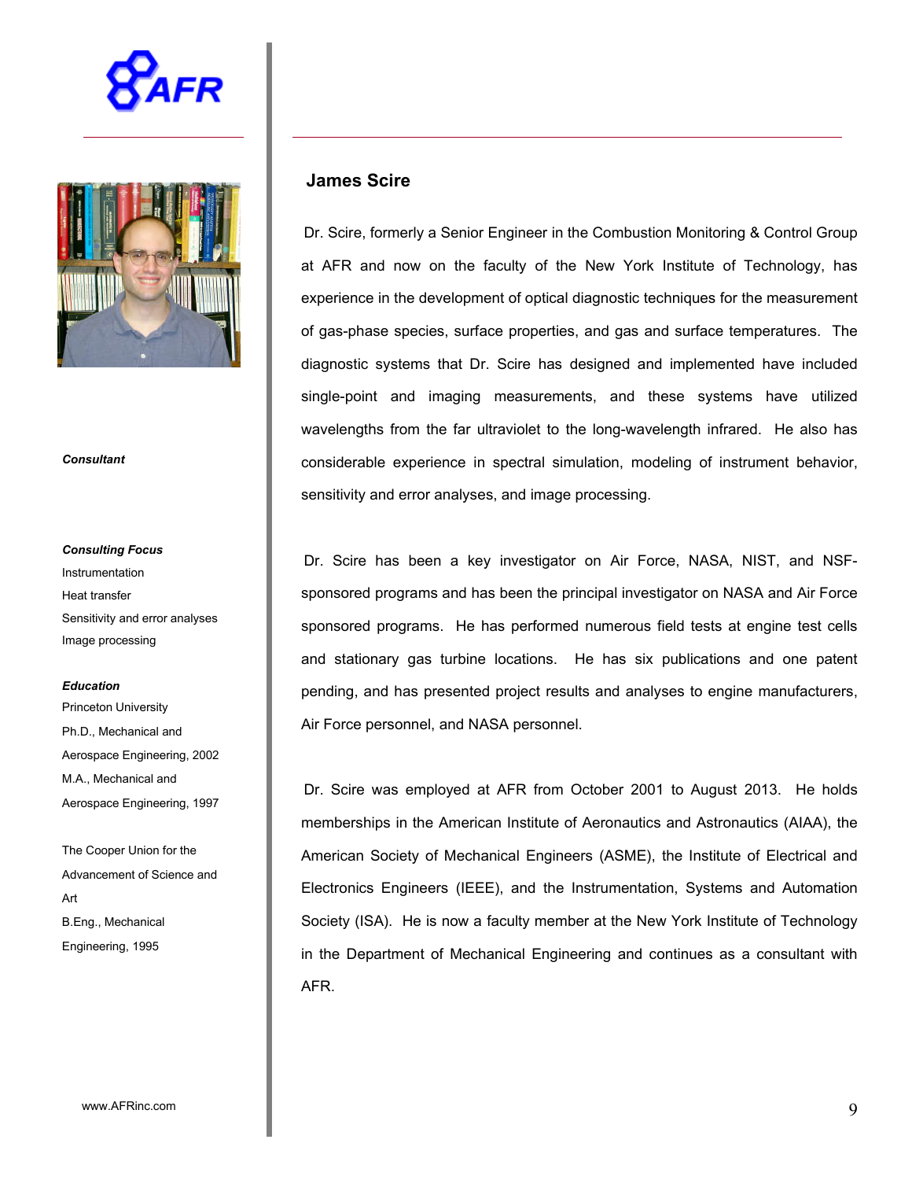## James Scire

*Consultant*

***Consulting Focus***

Instrumentation
Heat transfer
Sensitivity and error analyses
Image processing

***Education***

Princeton University
Ph.D., Mechanical and Aerospace Engineering, 2002
M.A., Mechanical and Aerospace Engineering, 1997

The Cooper Union for the Advancement of Science and Art
B.Eng., Mechanical Engineering, 1995

Dr. Scire, formerly a Senior Engineer in the Combustion Monitoring & Control Group at AFR and now on the faculty of the New York Institute of Technology, has experience in the development of optical diagnostic techniques for the measurement of gas-phase species, surface properties, and gas and surface temperatures. The diagnostic systems that Dr. Scire has designed and implemented have included single-point and imaging measurements, and these systems have utilized wavelengths from the far ultraviolet to the long-wavelength infrared. He also has considerable experience in spectral simulation, modeling of instrument behavior, sensitivity and error analyses, and image processing.

Dr. Scire has been a key investigator on Air Force, NASA, NIST, and NSF-sponsored programs and has been the principal investigator on NASA and Air Force sponsored programs. He has performed numerous field tests at engine test cells and stationary gas turbine locations. He has six publications and one patent pending, and has presented project results and analyses to engine manufacturers, Air Force personnel, and NASA personnel.

Dr. Scire was employed at AFR from October 2001 to August 2013. He holds memberships in the American Institute of Aeronautics and Astronautics (AIAA), the American Society of Mechanical Engineers (ASME), the Institute of Electrical and Electronics Engineers (IEEE), and the Instrumentation, Systems and Automation Society (ISA). He is now a faculty member at the New York Institute of Technology in the Department of Mechanical Engineering and continues as a consultant with AFR.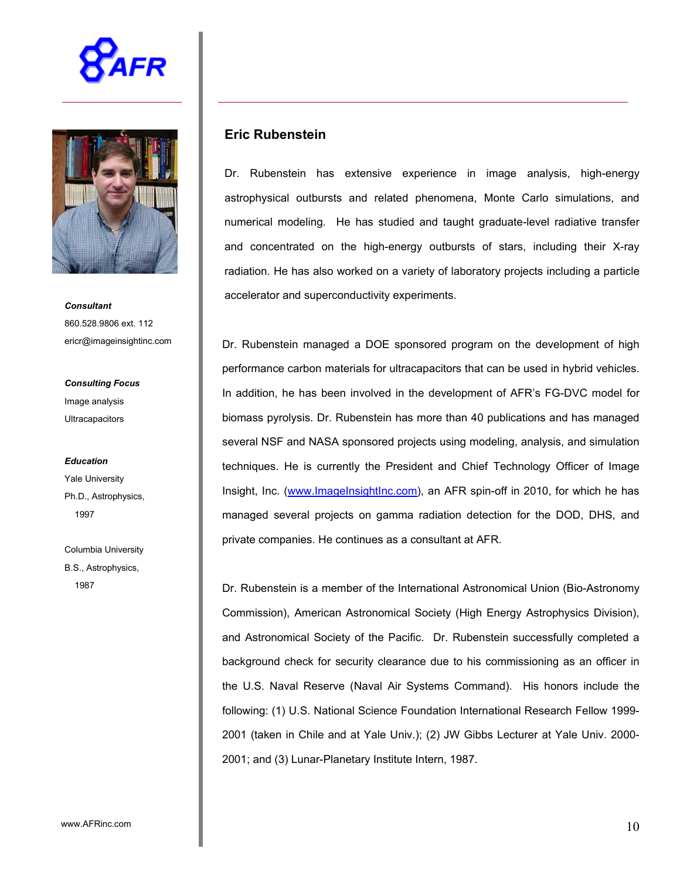## Eric Rubenstein

***Consultant***

860.528.9806 ext. 112

ericr@imageinsightinc.com

***Consulting Focus***

Image analysis

Ultracapacitors

***Education***

Yale University

Ph.D., Astrophysics, 1997

Columbia University

B.S., Astrophysics, 1987

Dr. Rubenstein has extensive experience in image analysis, high-energy astrophysical outbursts and related phenomena, Monte Carlo simulations, and numerical modeling. He has studied and taught graduate-level radiative transfer and concentrated on the high-energy outbursts of stars, including their X-ray radiation. He has also worked on a variety of laboratory projects including a particle accelerator and superconductivity experiments.

Dr. Rubenstein managed a DOE sponsored program on the development of high performance carbon materials for ultracapacitors that can be used in hybrid vehicles. In addition, he has been involved in the development of AFR's FG-DVC model for biomass pyrolysis. Dr. Rubenstein has more than 40 publications and has managed several NSF and NASA sponsored projects using modeling, analysis, and simulation techniques. He is currently the President and Chief Technology Officer of Image Insight, Inc. (www.ImageInsightInc.com), an AFR spin-off in 2010, for which he has managed several projects on gamma radiation detection for the DOD, DHS, and private companies. He continues as a consultant at AFR.

Dr. Rubenstein is a member of the International Astronomical Union (Bio-Astronomy Commission), American Astronomical Society (High Energy Astrophysics Division), and Astronomical Society of the Pacific. Dr. Rubenstein successfully completed a background check for security clearance due to his commissioning as an officer in the U.S. Naval Reserve (Naval Air Systems Command). His honors include the following: (1) U.S. National Science Foundation International Research Fellow 1999-2001 (taken in Chile and at Yale Univ.); (2) JW Gibbs Lecturer at Yale Univ. 2000-2001; and (3) Lunar-Planetary Institute Intern, 1987.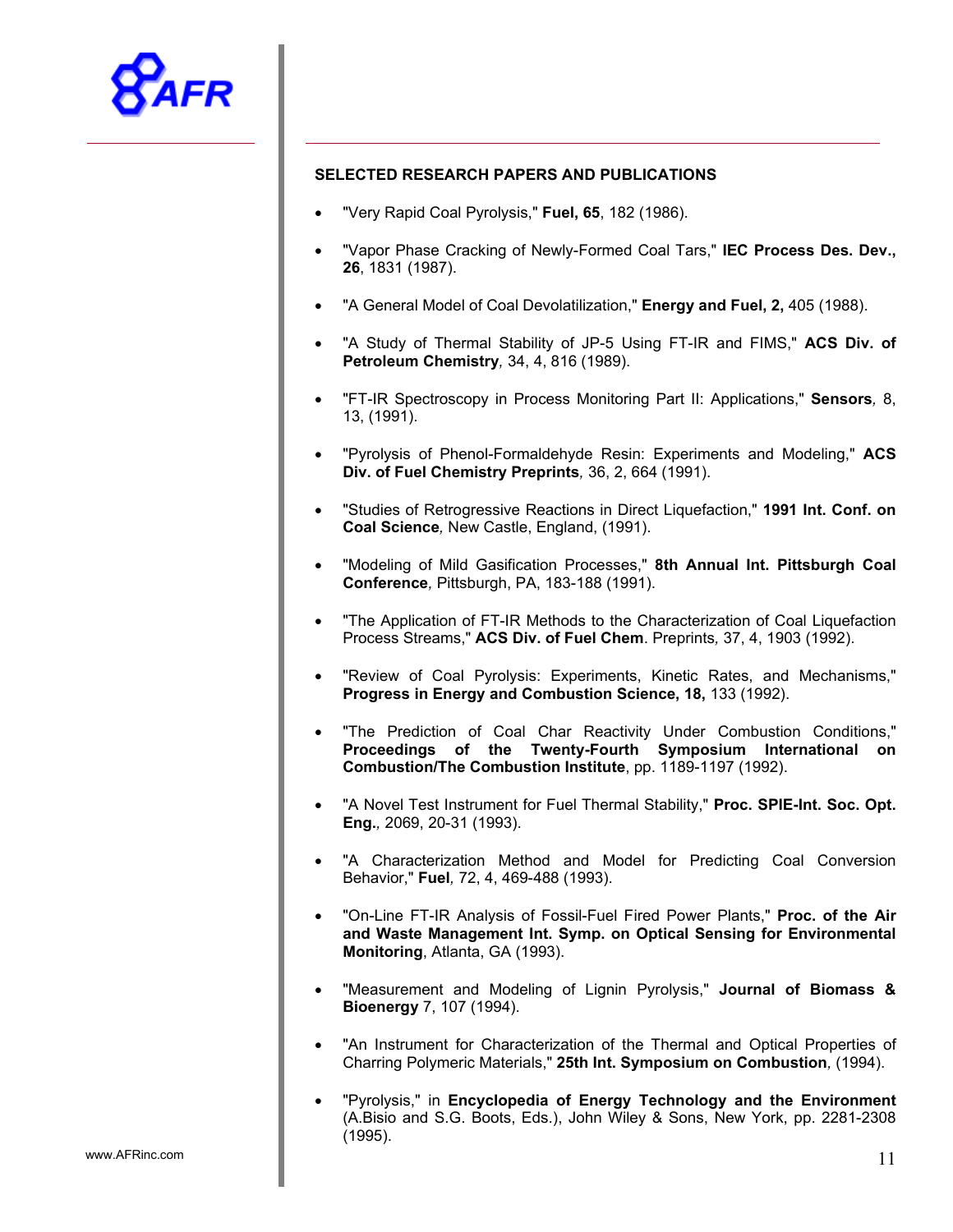## SELECTED RESEARCH PAPERS AND PUBLICATIONS

- "Very Rapid Coal Pyrolysis," **Fuel, 65**, 182 (1986).
- "Vapor Phase Cracking of Newly-Formed Coal Tars," **IEC Process Des. Dev., 26**, 1831 (1987).
- "A General Model of Coal Devolatilization," **Energy and Fuel, 2,** 405 (1988).
- "A Study of Thermal Stability of JP-5 Using FT-IR and FIMS," **ACS Div. of Petroleum Chemistry***,* 34, 4, 816 (1989).
- "FT-IR Spectroscopy in Process Monitoring Part II: Applications," **Sensors***,* 8, 13, (1991).
- "Pyrolysis of Phenol-Formaldehyde Resin: Experiments and Modeling," **ACS Div. of Fuel Chemistry Preprints***,* 36, 2, 664 (1991).
- "Studies of Retrogressive Reactions in Direct Liquefaction," **1991 Int. Conf. on Coal Science***,* New Castle, England, (1991).
- "Modeling of Mild Gasification Processes," **8th Annual Int. Pittsburgh Coal Conference***,* Pittsburgh, PA, 183-188 (1991).
- "The Application of FT-IR Methods to the Characterization of Coal Liquefaction Process Streams," **ACS Div. of Fuel Chem**. Preprints*,* 37, 4, 1903 (1992).
- "Review of Coal Pyrolysis: Experiments, Kinetic Rates, and Mechanisms," **Progress in Energy and Combustion Science, 18,** 133 (1992).
- "The Prediction of Coal Char Reactivity Under Combustion Conditions," **Proceedings of the Twenty-Fourth Symposium International on Combustion/The Combustion Institute**, pp. 1189-1197 (1992).
- "A Novel Test Instrument for Fuel Thermal Stability," **Proc. SPIE-Int. Soc. Opt. Eng.***,* 2069, 20-31 (1993).
- "A Characterization Method and Model for Predicting Coal Conversion Behavior," **Fuel***,* 72, 4, 469-488 (1993).
- "On-Line FT-IR Analysis of Fossil-Fuel Fired Power Plants," **Proc. of the Air and Waste Management Int. Symp. on Optical Sensing for Environmental Monitoring**, Atlanta, GA (1993).
- "Measurement and Modeling of Lignin Pyrolysis," **Journal of Biomass & Bioenergy** 7, 107 (1994).
- "An Instrument for Characterization of the Thermal and Optical Properties of Charring Polymeric Materials," **25th Int. Symposium on Combustion***,* (1994).
- "Pyrolysis," in **Encyclopedia of Energy Technology and the Environment** (A.Bisio and S.G. Boots, Eds.), John Wiley & Sons, New York, pp. 2281-2308 (1995).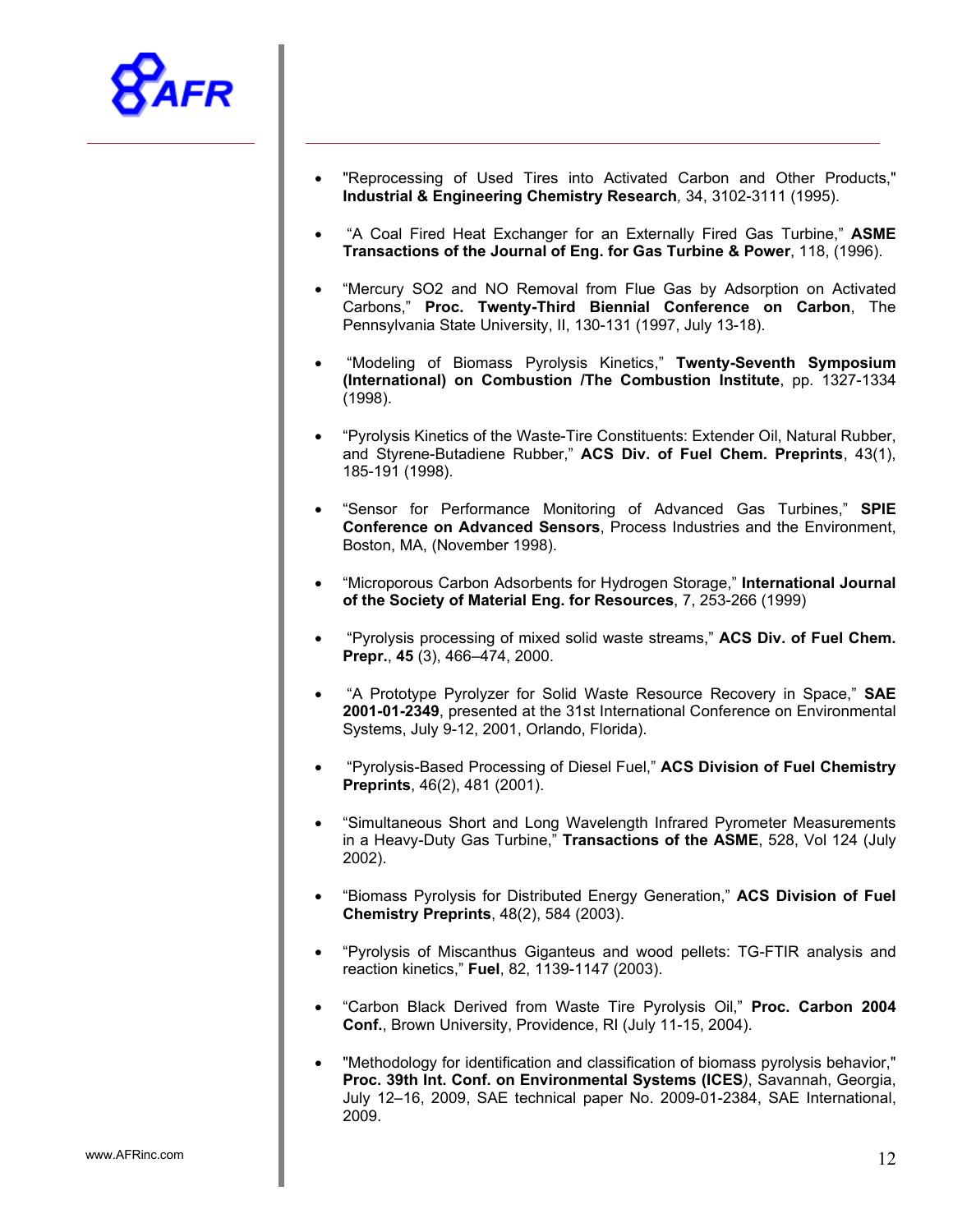- "Reprocessing of Used Tires into Activated Carbon and Other Products," **Industrial & Engineering Chemistry Research***,* 34, 3102-3111 (1995).

- "A Coal Fired Heat Exchanger for an Externally Fired Gas Turbine," **ASME Transactions of the Journal of Eng. for Gas Turbine & Power**, 118, (1996).

- "Mercury SO2 and NO Removal from Flue Gas by Adsorption on Activated Carbons," **Proc. Twenty-Third Biennial Conference on Carbon**, The Pennsylvania State University, II, 130-131 (1997, July 13-18).

- "Modeling of Biomass Pyrolysis Kinetics," **Twenty-Seventh Symposium (International) on Combustion /The Combustion Institute**, pp. 1327-1334 (1998).

- "Pyrolysis Kinetics of the Waste-Tire Constituents: Extender Oil, Natural Rubber, and Styrene-Butadiene Rubber," **ACS Div. of Fuel Chem. Preprints**, 43(1), 185-191 (1998).

- "Sensor for Performance Monitoring of Advanced Gas Turbines," **SPIE Conference on Advanced Sensors**, Process Industries and the Environment, Boston, MA, (November 1998).

- "Microporous Carbon Adsorbents for Hydrogen Storage," **International Journal of the Society of Material Eng. for Resources**, 7, 253-266 (1999)

- "Pyrolysis processing of mixed solid waste streams," **ACS Div. of Fuel Chem. Prepr.**, **45** (3), 466–474, 2000.

- "A Prototype Pyrolyzer for Solid Waste Resource Recovery in Space," **SAE 2001-01-2349**, presented at the 31st International Conference on Environmental Systems, July 9-12, 2001, Orlando, Florida).

- "Pyrolysis-Based Processing of Diesel Fuel," **ACS Division of Fuel Chemistry Preprints**, 46(2), 481 (2001).

- "Simultaneous Short and Long Wavelength Infrared Pyrometer Measurements in a Heavy-Duty Gas Turbine," **Transactions of the ASME**, 528, Vol 124 (July 2002).

- "Biomass Pyrolysis for Distributed Energy Generation," **ACS Division of Fuel Chemistry Preprints**, 48(2), 584 (2003).

- "Pyrolysis of Miscanthus Giganteus and wood pellets: TG-FTIR analysis and reaction kinetics," **Fuel**, 82, 1139-1147 (2003).

- "Carbon Black Derived from Waste Tire Pyrolysis Oil," **Proc. Carbon 2004 Conf.**, Brown University, Providence, RI (July 11-15, 2004).

- "Methodology for identification and classification of biomass pyrolysis behavior," **Proc. 39th Int. Conf. on Environmental Systems (ICES***)*, Savannah, Georgia, July 12–16, 2009, SAE technical paper No. 2009-01-2384, SAE International, 2009.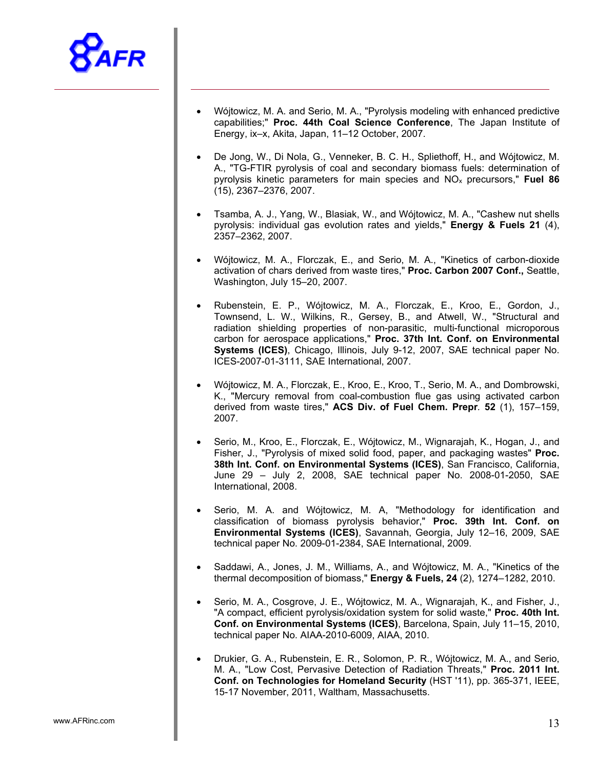- Wójtowicz, M. A. and Serio, M. A., "Pyrolysis modeling with enhanced predictive capabilities;" **Proc. 44th Coal Science Conference**, The Japan Institute of Energy, ix–x, Akita, Japan, 11–12 October, 2007.

- De Jong, W., Di Nola, G., Venneker, B. C. H., Spliethoff, H., and Wójtowicz, M. A., "TG-FTIR pyrolysis of coal and secondary biomass fuels: determination of pyrolysis kinetic parameters for main species and $NO_x$ precursors," **Fuel 86** (15), 2367–2376, 2007.

- Tsamba, A. J., Yang, W., Blasiak, W., and Wójtowicz, M. A., "Cashew nut shells pyrolysis: individual gas evolution rates and yields," **Energy & Fuels 21** (4), 2357–2362, 2007.

- Wójtowicz, M. A., Florczak, E., and Serio, M. A., "Kinetics of carbon-dioxide activation of chars derived from waste tires," **Proc. Carbon 2007 Conf.,** Seattle, Washington, July 15–20, 2007.

- Rubenstein, E. P., Wójtowicz, M. A., Florczak, E., Kroo, E., Gordon, J., Townsend, L. W., Wilkins, R., Gersey, B., and Atwell, W., "Structural and radiation shielding properties of non-parasitic, multi-functional microporous carbon for aerospace applications," **Proc. 37th Int. Conf. on Environmental Systems (ICES)**, Chicago, Illinois, July 9-12, 2007, SAE technical paper No. ICES-2007-01-3111, SAE International, 2007.

- Wójtowicz, M. A., Florczak, E., Kroo, E., Kroo, T., Serio, M. A., and Dombrowski, K., "Mercury removal from coal-combustion flue gas using activated carbon derived from waste tires," **ACS Div. of Fuel Chem. Prepr**. **52** (1), 157–159, 2007.

- Serio, M., Kroo, E., Florczak, E., Wójtowicz, M., Wignarajah, K., Hogan, J., and Fisher, J., "Pyrolysis of mixed solid food, paper, and packaging wastes" **Proc. 38th Int. Conf. on Environmental Systems (ICES)**, San Francisco, California, June 29 – July 2, 2008, SAE technical paper No. 2008-01-2050, SAE International, 2008.

- Serio, M. A. and Wójtowicz, M. A, "Methodology for identification and classification of biomass pyrolysis behavior," **Proc. 39th Int. Conf. on Environmental Systems (ICES)**, Savannah, Georgia, July 12–16, 2009, SAE technical paper No. 2009-01-2384, SAE International, 2009.

- Saddawi, A., Jones, J. M., Williams, A., and Wójtowicz, M. A., "Kinetics of the thermal decomposition of biomass," **Energy & Fuels, 24** (2), 1274–1282, 2010.

- Serio, M. A., Cosgrove, J. E., Wójtowicz, M. A., Wignarajah, K., and Fisher, J., "A compact, efficient pyrolysis/oxidation system for solid waste," **Proc. 40th Int. Conf. on Environmental Systems (ICES)**, Barcelona, Spain, July 11–15, 2010, technical paper No. AIAA-2010-6009, AIAA, 2010.

- Drukier, G. A., Rubenstein, E. R., Solomon, P. R., Wójtowicz, M. A., and Serio, M. A., "Low Cost, Pervasive Detection of Radiation Threats," **Proc. 2011 Int. Conf. on Technologies for Homeland Security** (HST '11), pp. 365-371, IEEE, 15-17 November, 2011, Waltham, Massachusetts.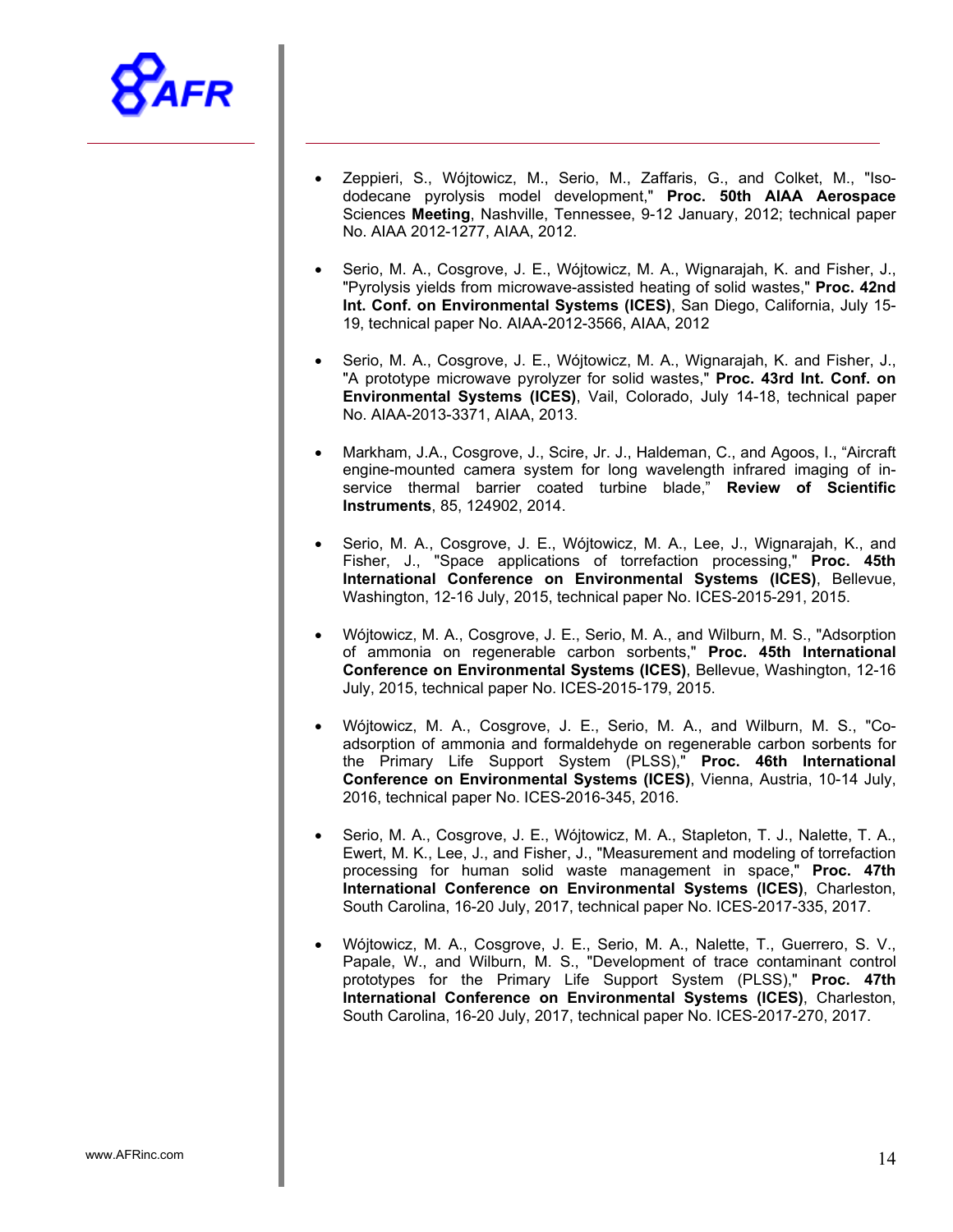- Zeppieri, S., Wójtowicz, M., Serio, M., Zaffaris, G., and Colket, M., "Iso-dodecane pyrolysis model development," **Proc. 50th AIAA Aerospace** Sciences **Meeting**, Nashville, Tennessee, 9-12 January, 2012; technical paper No. AIAA 2012-1277, AIAA, 2012.

- Serio, M. A., Cosgrove, J. E., Wójtowicz, M. A., Wignarajah, K. and Fisher, J., "Pyrolysis yields from microwave-assisted heating of solid wastes," **Proc. 42nd Int. Conf. on Environmental Systems (ICES)**, San Diego, California, July 15-19, technical paper No. AIAA-2012-3566, AIAA, 2012

- Serio, M. A., Cosgrove, J. E., Wójtowicz, M. A., Wignarajah, K. and Fisher, J., "A prototype microwave pyrolyzer for solid wastes," **Proc. 43rd Int. Conf. on Environmental Systems (ICES)**, Vail, Colorado, July 14-18, technical paper No. AIAA-2013-3371, AIAA, 2013.

- Markham, J.A., Cosgrove, J., Scire, Jr. J., Haldeman, C., and Agoos, I., "Aircraft engine-mounted camera system for long wavelength infrared imaging of in-service thermal barrier coated turbine blade," **Review of Scientific Instruments**, 85, 124902, 2014.

- Serio, M. A., Cosgrove, J. E., Wójtowicz, M. A., Lee, J., Wignarajah, K., and Fisher, J., "Space applications of torrefaction processing," **Proc. 45th International Conference on Environmental Systems (ICES)**, Bellevue, Washington, 12-16 July, 2015, technical paper No. ICES-2015-291, 2015.

- Wójtowicz, M. A., Cosgrove, J. E., Serio, M. A., and Wilburn, M. S., "Adsorption of ammonia on regenerable carbon sorbents," **Proc. 45th International Conference on Environmental Systems (ICES)**, Bellevue, Washington, 12-16 July, 2015, technical paper No. ICES-2015-179, 2015.

- Wójtowicz, M. A., Cosgrove, J. E., Serio, M. A., and Wilburn, M. S., "Co-adsorption of ammonia and formaldehyde on regenerable carbon sorbents for the Primary Life Support System (PLSS)," **Proc. 46th International Conference on Environmental Systems (ICES)**, Vienna, Austria, 10-14 July, 2016, technical paper No. ICES-2016-345, 2016.

- Serio, M. A., Cosgrove, J. E., Wójtowicz, M. A., Stapleton, T. J., Nalette, T. A., Ewert, M. K., Lee, J., and Fisher, J., "Measurement and modeling of torrefaction processing for human solid waste management in space," **Proc. 47th International Conference on Environmental Systems (ICES)**, Charleston, South Carolina, 16-20 July, 2017, technical paper No. ICES-2017-335, 2017.

- Wójtowicz, M. A., Cosgrove, J. E., Serio, M. A., Nalette, T., Guerrero, S. V., Papale, W., and Wilburn, M. S., "Development of trace contaminant control prototypes for the Primary Life Support System (PLSS)," **Proc. 47th International Conference on Environmental Systems (ICES)**, Charleston, South Carolina, 16-20 July, 2017, technical paper No. ICES-2017-270, 2017.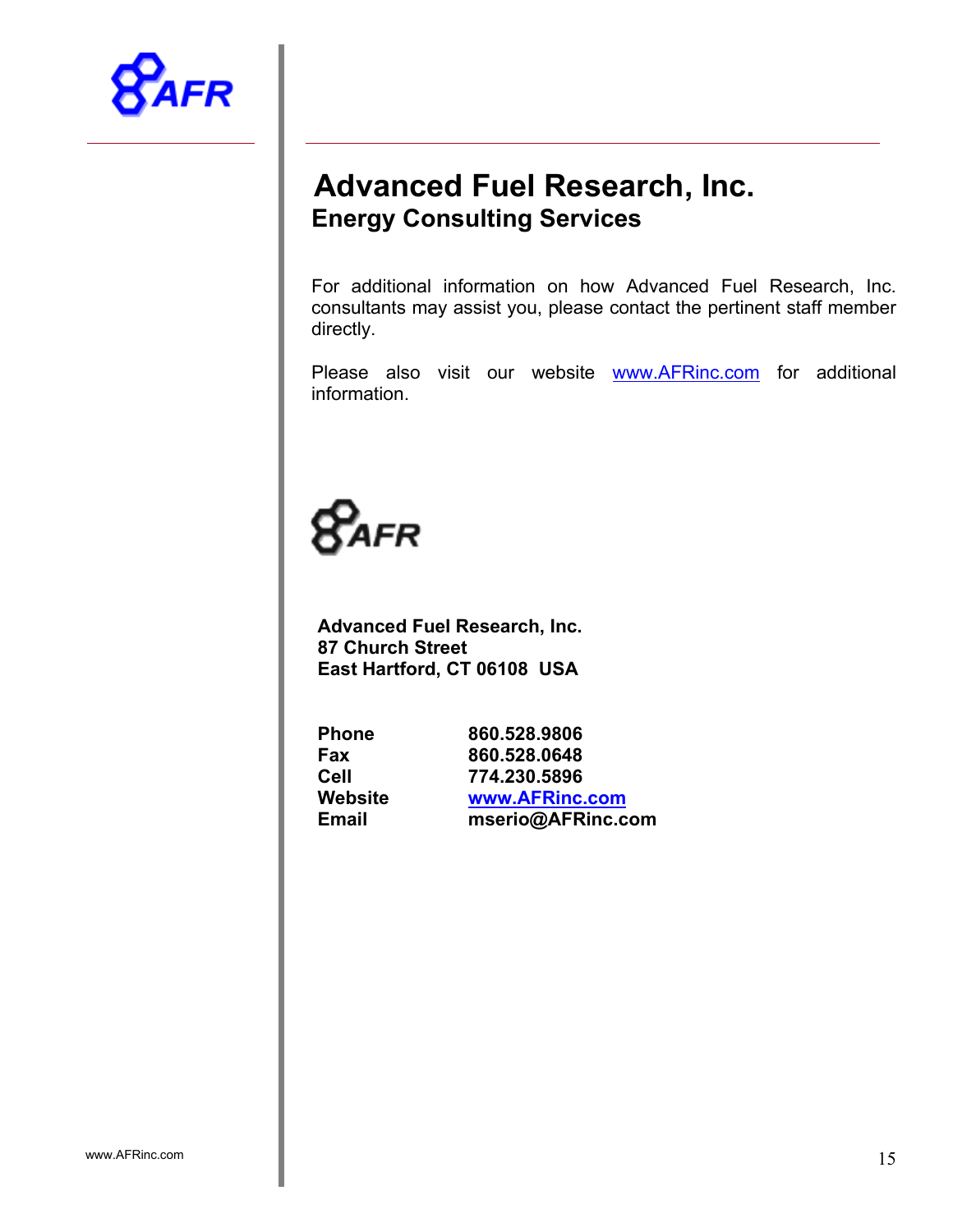# Advanced Fuel Research, Inc.

## Energy Consulting Services

For additional information on how Advanced Fuel Research, Inc. consultants may assist you, please contact the pertinent staff member directly.

Please also visit our website www.AFRinc.com for additional information.

**Advanced Fuel Research, Inc.**
**87 Church Street**
**East Hartford, CT 06108 USA**

| | |
|---|---|
| **Phone** | **860.528.9806** |
| **Fax** | **860.528.0648** |
| **Cell** | **774.230.5896** |
| **Website** | **www.AFRinc.com** |
| **Email** | **mserio@AFRinc.com** |